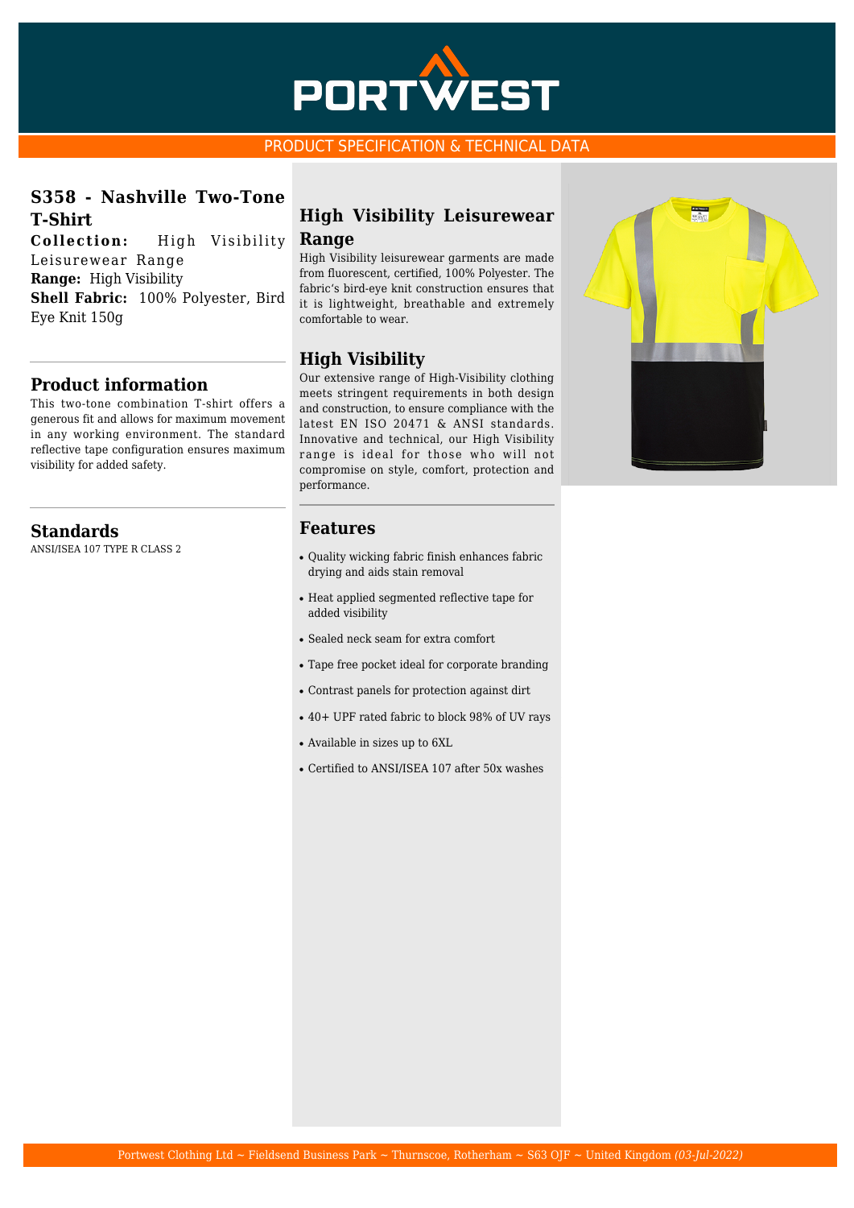PORTWEST

PRODUCT SPECIFICATION & TECHNICAL DATA

## S358 - Nashville Two-Tone T-Shirt

**Collection:** High Visibility Leisurewear Range
**Range:** High Visibility
**Shell Fabric:** 100% Polyester, Bird Eye Knit 150g

## Product information

This two-tone combination T-shirt offers a generous fit and allows for maximum movement in any working environment. The standard reflective tape configuration ensures maximum visibility for added safety.

## Standards

ANSI/ISEA 107 TYPE R CLASS 2

## High Visibility Leisurewear Range

High Visibility leisurewear garments are made from fluorescent, certified, 100% Polyester. The fabric's bird-eye knit construction ensures that it is lightweight, breathable and extremely comfortable to wear.

## High Visibility

Our extensive range of High-Visibility clothing meets stringent requirements in both design and construction, to ensure compliance with the latest EN ISO 20471 & ANSI standards. Innovative and technical, our High Visibility range is ideal for those who will not compromise on style, comfort, protection and performance.

## Features

- Quality wicking fabric finish enhances fabric drying and aids stain removal
- Heat applied segmented reflective tape for added visibility
- Sealed neck seam for extra comfort
- Tape free pocket ideal for corporate branding
- Contrast panels for protection against dirt
- 40+ UPF rated fabric to block 98% of UV rays
- Available in sizes up to 6XL
- Certified to ANSI/ISEA 107 after 50x washes

Portwest Clothing Ltd ~ Fieldsend Business Park ~ Thurnscoe, Rotherham ~ S63 0JF ~ United Kingdom *(03-Jul-2022)*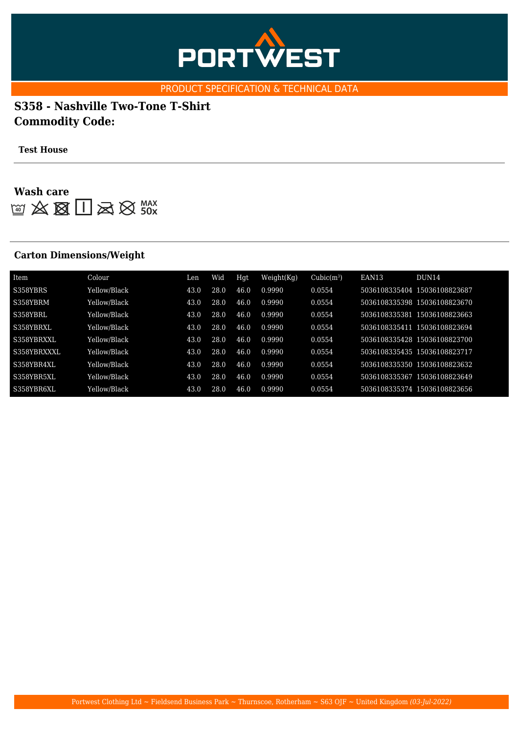PRODUCT SPECIFICATION & TECHNICAL DATA

## S358 - Nashville Two-Tone T-Shirt
## Commodity Code:

**Test House**

### Wash care

MAX 50x

### Carton Dimensions/Weight

| Item | Colour | Len | Wid | Hgt | Weight(Kg) | Cubic($m^3$) | EAN13 | DUN14 |
|---|---|---|---|---|---|---|---|---|
| S358YBRS | Yellow/Black | 43.0 | 28.0 | 46.0 | 0.9990 | 0.0554 | 5036108335404 | 15036108823687 |
| S358YBRM | Yellow/Black | 43.0 | 28.0 | 46.0 | 0.9990 | 0.0554 | 5036108335398 | 15036108823670 |
| S358YBRL | Yellow/Black | 43.0 | 28.0 | 46.0 | 0.9990 | 0.0554 | 5036108335381 | 15036108823663 |
| S358YBRXL | Yellow/Black | 43.0 | 28.0 | 46.0 | 0.9990 | 0.0554 | 5036108335411 | 15036108823694 |
| S358YBRXXL | Yellow/Black | 43.0 | 28.0 | 46.0 | 0.9990 | 0.0554 | 5036108335428 | 15036108823700 |
| S358YBRXXXL | Yellow/Black | 43.0 | 28.0 | 46.0 | 0.9990 | 0.0554 | 5036108335435 | 15036108823717 |
| S358YBR4XL | Yellow/Black | 43.0 | 28.0 | 46.0 | 0.9990 | 0.0554 | 5036108335350 | 15036108823632 |
| S358YBR5XL | Yellow/Black | 43.0 | 28.0 | 46.0 | 0.9990 | 0.0554 | 5036108335367 | 15036108823649 |
| S358YBR6XL | Yellow/Black | 43.0 | 28.0 | 46.0 | 0.9990 | 0.0554 | 5036108335374 | 15036108823656 |

Portwest Clothing Ltd ~ Fieldsend Business Park ~ Thurnscoe, Rotherham ~ S63 0JF ~ United Kingdom *(03-Jul-2022)*